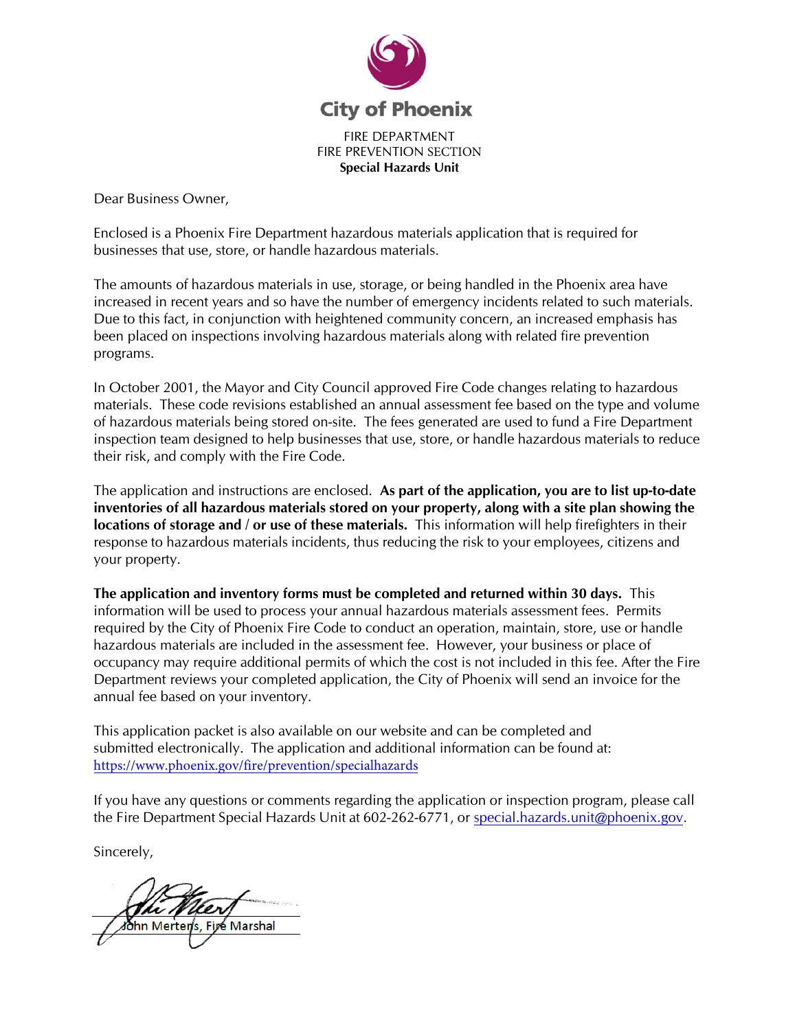# City of Phoenix

FIRE DEPARTMENT
FIRE PREVENTION SECTION
**Special Hazards Unit**

Dear Business Owner,

Enclosed is a Phoenix Fire Department hazardous materials application that is required for businesses that use, store, or handle hazardous materials.

The amounts of hazardous materials in use, storage, or being handled in the Phoenix area have increased in recent years and so have the number of emergency incidents related to such materials. Due to this fact, in conjunction with heightened community concern, an increased emphasis has been placed on inspections involving hazardous materials along with related fire prevention programs.

In October 2001, the Mayor and City Council approved Fire Code changes relating to hazardous materials. These code revisions established an annual assessment fee based on the type and volume of hazardous materials being stored on-site. The fees generated are used to fund a Fire Department inspection team designed to help businesses that use, store, or handle hazardous materials to reduce their risk, and comply with the Fire Code.

The application and instructions are enclosed. **As part of the application, you are to list up-to-date inventories of all hazardous materials stored on your property, along with a site plan showing the locations of storage and / or use of these materials.** This information will help firefighters in their response to hazardous materials incidents, thus reducing the risk to your employees, citizens and your property.

**The application and inventory forms must be completed and returned within 30 days.** This information will be used to process your annual hazardous materials assessment fees. Permits required by the City of Phoenix Fire Code to conduct an operation, maintain, store, use or handle hazardous materials are included in the assessment fee. However, your business or place of occupancy may require additional permits of which the cost is not included in this fee. After the Fire Department reviews your completed application, the City of Phoenix will send an invoice for the annual fee based on your inventory.

This application packet is also available on our website and can be completed and submitted electronically. The application and additional information can be found at: https://www.phoenix.gov/fire/prevention/specialhazards

If you have any questions or comments regarding the application or inspection program, please call the Fire Department Special Hazards Unit at 602-262-6771, or special.hazards.unit@phoenix.gov.

Sincerely,

John Mertens, Fire Marshal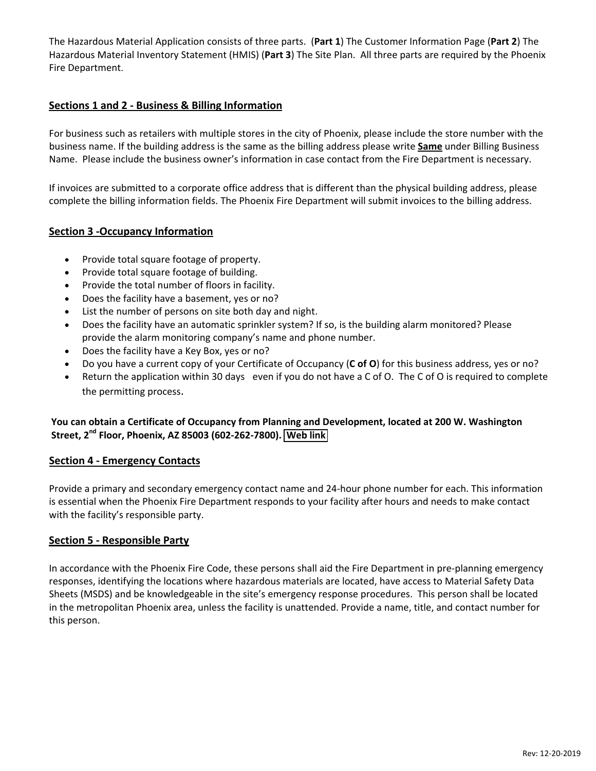The Hazardous Material Application consists of three parts. (**Part 1**) The Customer Information Page (**Part 2**) The Hazardous Material Inventory Statement (HMIS) (**Part 3**) The Site Plan. All three parts are required by the Phoenix Fire Department.

## Sections 1 and 2 - Business & Billing Information

For business such as retailers with multiple stores in the city of Phoenix, please include the store number with the business name. If the building address is the same as the billing address please write **Same** under Billing Business Name. Please include the business owner's information in case contact from the Fire Department is necessary.

If invoices are submitted to a corporate office address that is different than the physical building address, please complete the billing information fields. The Phoenix Fire Department will submit invoices to the billing address.

## Section 3 -Occupancy Information

- Provide total square footage of property.
- Provide total square footage of building.
- Provide the total number of floors in facility.
- Does the facility have a basement, yes or no?
- List the number of persons on site both day and night.
- Does the facility have an automatic sprinkler system? If so, is the building alarm monitored? Please provide the alarm monitoring company's name and phone number.
- Does the facility have a Key Box, yes or no?
- Do you have a current copy of your Certificate of Occupancy (**C of O**) for this business address, yes or no?
- Return the application within 30 days even if you do not have a C of O. The C of O is required to complete the permitting process.

**You can obtain a Certificate of Occupancy from Planning and Development, located at 200 W. Washington Street, 2nd Floor, Phoenix, AZ 85003 (602-262-7800). Web link**

## Section 4 - Emergency Contacts

Provide a primary and secondary emergency contact name and 24-hour phone number for each. This information is essential when the Phoenix Fire Department responds to your facility after hours and needs to make contact with the facility's responsible party.

## Section 5 - Responsible Party

In accordance with the Phoenix Fire Code, these persons shall aid the Fire Department in pre-planning emergency responses, identifying the locations where hazardous materials are located, have access to Material Safety Data Sheets (MSDS) and be knowledgeable in the site's emergency response procedures. This person shall be located in the metropolitan Phoenix area, unless the facility is unattended. Provide a name, title, and contact number for this person.

Rev: 12-20-2019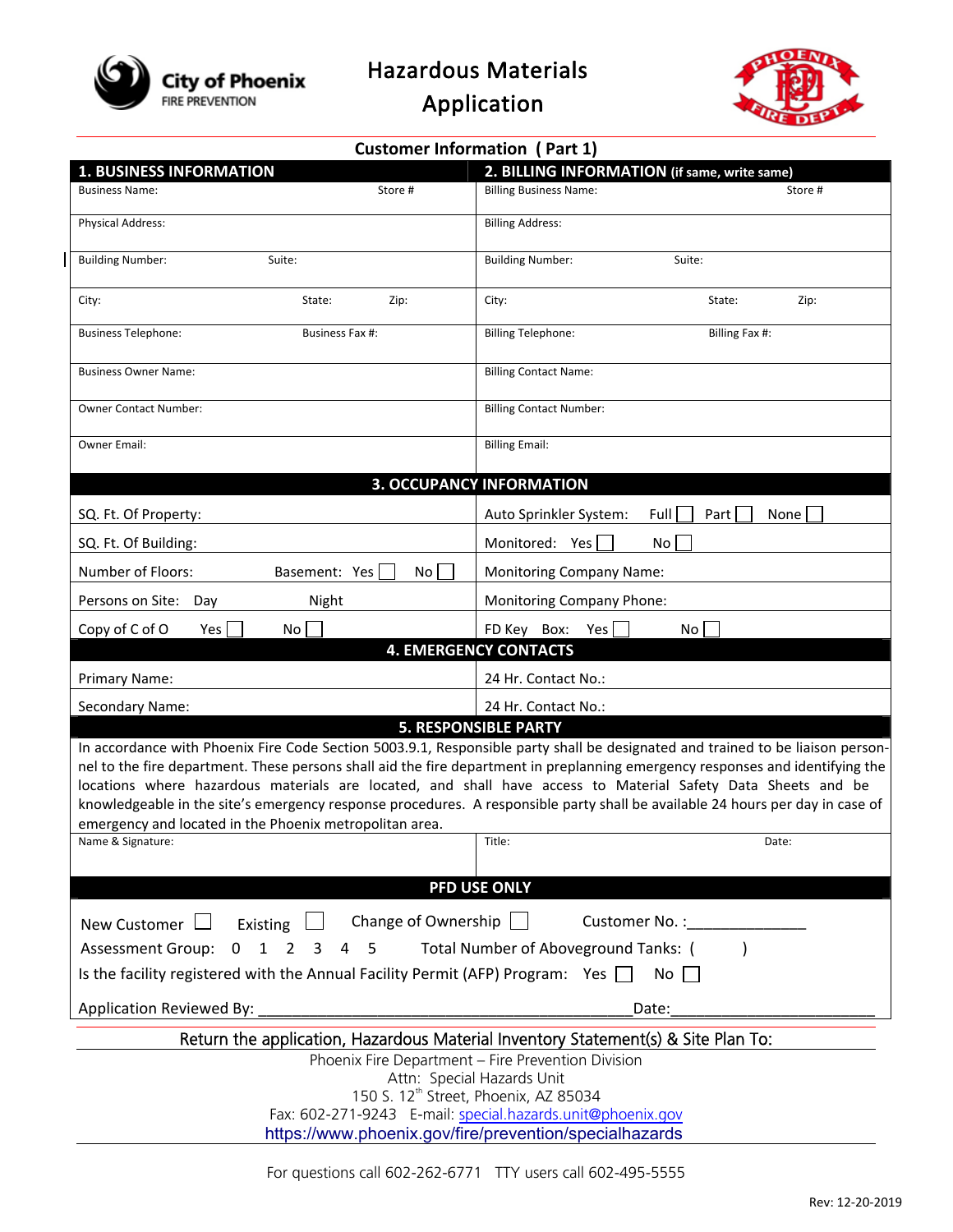City of Phoenix FIRE PREVENTION

# Hazardous Materials Application

## Customer Information ( Part 1)

| 1. BUSINESS INFORMATION | | | 2. BILLING INFORMATION (if same, write same) | | |
|---|---|---|---|---|---|
| Business Name: | | Store # | Billing Business Name: | | Store # |
| Physical Address: | | | Billing Address: | | |
| Building Number: | Suite: | | Building Number: | Suite: | |
| City: | State: | Zip: | City: | State: | Zip: |
| Business Telephone: | Business Fax #: | | Billing Telephone: | Billing Fax #: | |
| Business Owner Name: | | | Billing Contact Name: | | |
| Owner Contact Number: | | | Billing Contact Number: | | |
| Owner Email: | | | Billing Email: | | |

### 3. OCCUPANCY INFORMATION

| | |
|---|---|
| SQ. Ft. Of Property: | Auto Sprinkler System: Full ☐ Part ☐ None ☐ |
| SQ. Ft. Of Building: | Monitored: Yes ☐ No ☐ |
| Number of Floors: Basement: Yes ☐ No ☐ | Monitoring Company Name: |
| Persons on Site: Day Night | Monitoring Company Phone: |
| Copy of C of O Yes ☐ No ☐ | FD Key Box: Yes ☐ No ☐ |

### 4. EMERGENCY CONTACTS

| | |
|---|---|
| Primary Name: | 24 Hr. Contact No.: |
| Secondary Name: | 24 Hr. Contact No.: |

### 5. RESPONSIBLE PARTY

In accordance with Phoenix Fire Code Section 5003.9.1, Responsible party shall be designated and trained to be liaison personnel to the fire department. These persons shall aid the fire department in preplanning emergency responses and identifying the locations where hazardous materials are located, and shall have access to Material Safety Data Sheets and be knowledgeable in the site's emergency response procedures. A responsible party shall be available 24 hours per day in case of emergency and located in the Phoenix metropolitan area.

| Name & Signature: | Title: | Date: |
|---|---|---|
| | | |

### PFD USE ONLY

New Customer ☐ Existing ☐ Change of Ownership ☐ Customer No. :______________

Assessment Group: 0 1 2 3 4 5 Total Number of Aboveground Tanks: ( )

Is the facility registered with the Annual Facility Permit (AFP) Program: Yes ☐ No ☐

Application Reviewed By: ____________________________________________Date:________________________

**Return the application, Hazardous Material Inventory Statement(s) & Site Plan To:**

Phoenix Fire Department – Fire Prevention Division
Attn: Special Hazards Unit
150 S. 12th Street, Phoenix, AZ 85034
Fax: 602-271-9243 E-mail: special.hazards.unit@phoenix.gov
https://www.phoenix.gov/fire/prevention/specialhazards

For questions call 602-262-6771 TTY users call 602-495-5555

Rev: 12-20-2019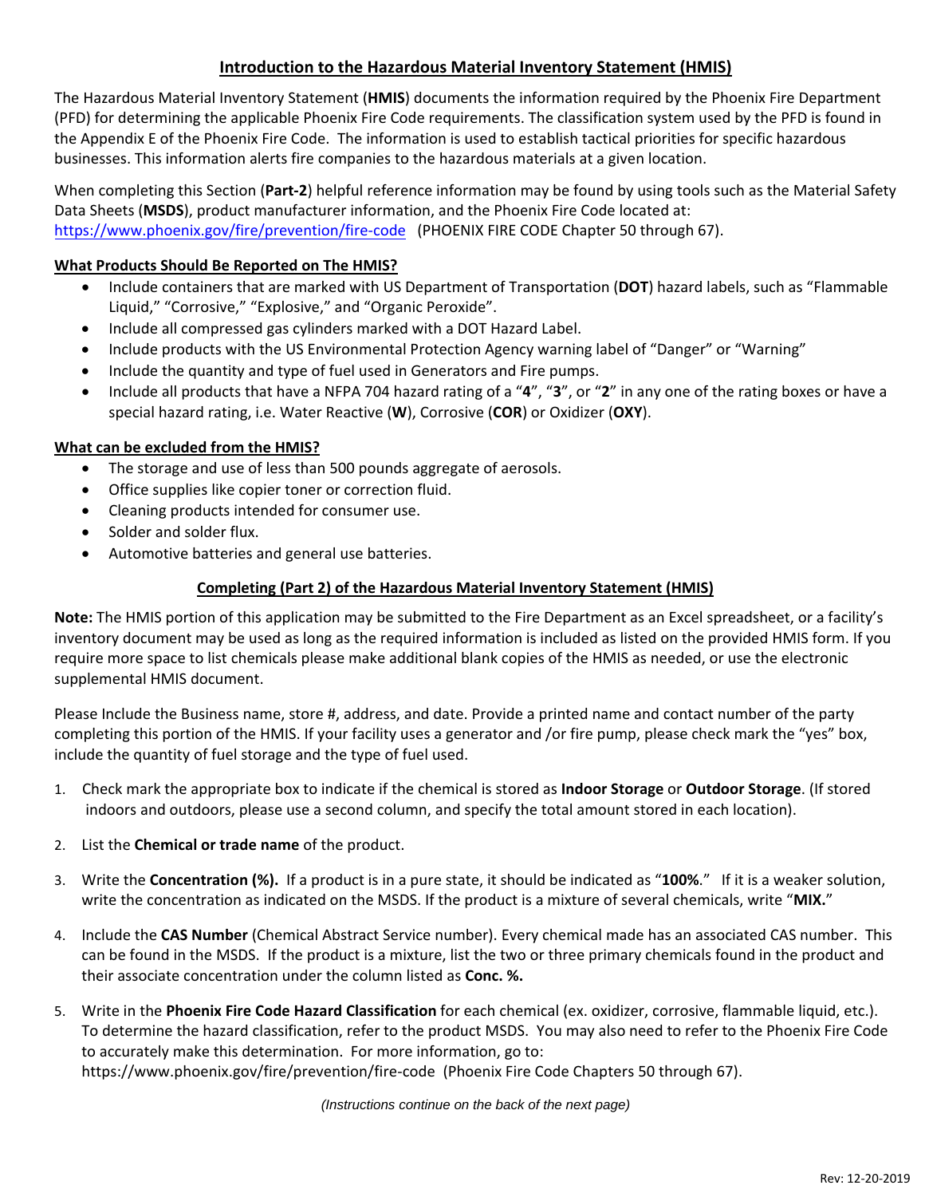## Introduction to the Hazardous Material Inventory Statement (HMIS)

The Hazardous Material Inventory Statement (**HMIS**) documents the information required by the Phoenix Fire Department (PFD) for determining the applicable Phoenix Fire Code requirements. The classification system used by the PFD is found in the Appendix E of the Phoenix Fire Code. The information is used to establish tactical priorities for specific hazardous businesses. This information alerts fire companies to the hazardous materials at a given location.

When completing this Section (**Part-2**) helpful reference information may be found by using tools such as the Material Safety Data Sheets (**MSDS**), product manufacturer information, and the Phoenix Fire Code located at: https://www.phoenix.gov/fire/prevention/fire-code (PHOENIX FIRE CODE Chapter 50 through 67).

### What Products Should Be Reported on The HMIS?

- Include containers that are marked with US Department of Transportation (**DOT**) hazard labels, such as "Flammable Liquid," "Corrosive," "Explosive," and "Organic Peroxide".
- Include all compressed gas cylinders marked with a DOT Hazard Label.
- Include products with the US Environmental Protection Agency warning label of "Danger" or "Warning"
- Include the quantity and type of fuel used in Generators and Fire pumps.
- Include all products that have a NFPA 704 hazard rating of a "**4**", "**3**", or "**2**" in any one of the rating boxes or have a special hazard rating, i.e. Water Reactive (**W**), Corrosive (**COR**) or Oxidizer (**OXY**).

### What can be excluded from the HMIS?

- The storage and use of less than 500 pounds aggregate of aerosols.
- Office supplies like copier toner or correction fluid.
- Cleaning products intended for consumer use.
- Solder and solder flux.
- Automotive batteries and general use batteries.

## Completing (Part 2) of the Hazardous Material Inventory Statement (HMIS)

**Note:** The HMIS portion of this application may be submitted to the Fire Department as an Excel spreadsheet, or a facility's inventory document may be used as long as the required information is included as listed on the provided HMIS form. If you require more space to list chemicals please make additional blank copies of the HMIS as needed, or use the electronic supplemental HMIS document.

Please Include the Business name, store #, address, and date. Provide a printed name and contact number of the party completing this portion of the HMIS. If your facility uses a generator and /or fire pump, please check mark the "yes" box, include the quantity of fuel storage and the type of fuel used.

1. Check mark the appropriate box to indicate if the chemical is stored as **Indoor Storage** or **Outdoor Storage**. (If stored indoors and outdoors, please use a second column, and specify the total amount stored in each location).
2. List the **Chemical or trade name** of the product.
3. Write the **Concentration (%).** If a product is in a pure state, it should be indicated as "**100%**." If it is a weaker solution, write the concentration as indicated on the MSDS. If the product is a mixture of several chemicals, write "**MIX.**"
4. Include the **CAS Number** (Chemical Abstract Service number). Every chemical made has an associated CAS number. This can be found in the MSDS. If the product is a mixture, list the two or three primary chemicals found in the product and their associate concentration under the column listed as **Conc. %.**
5. Write in the **Phoenix Fire Code Hazard Classification** for each chemical (ex. oxidizer, corrosive, flammable liquid, etc.). To determine the hazard classification, refer to the product MSDS. You may also need to refer to the Phoenix Fire Code to accurately make this determination. For more information, go to: https://www.phoenix.gov/fire/prevention/fire-code (Phoenix Fire Code Chapters 50 through 67).

*(Instructions continue on the back of the next page)*

Rev: 12-20-2019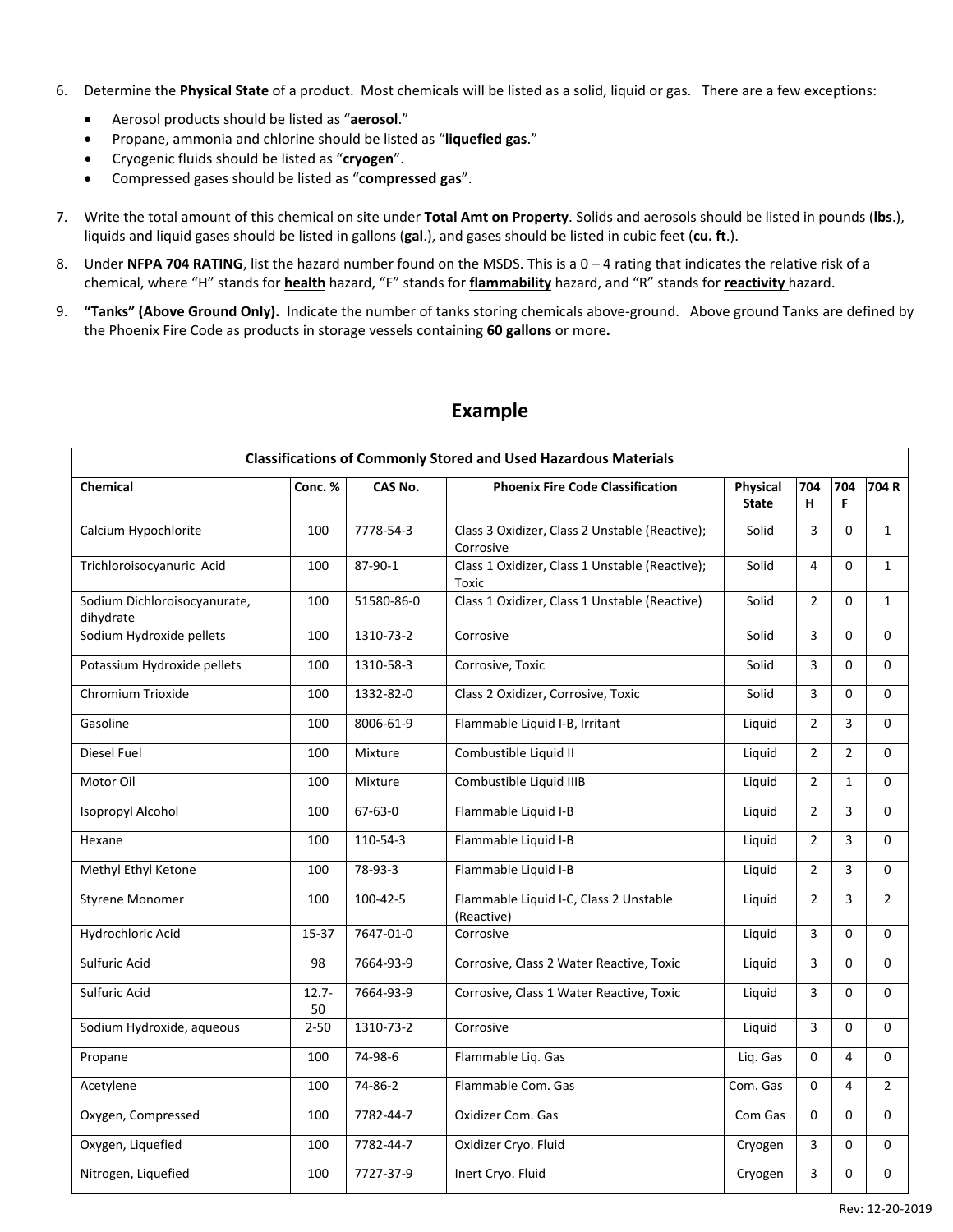6. Determine the **Physical State** of a product. Most chemicals will be listed as a solid, liquid or gas. There are a few exceptions:
   - Aerosol products should be listed as "**aerosol**."
   - Propane, ammonia and chlorine should be listed as "**liquefied gas**."
   - Cryogenic fluids should be listed as "**cryogen**".
   - Compressed gases should be listed as "**compressed gas**".

7. Write the total amount of this chemical on site under **Total Amt on Property**. Solids and aerosols should be listed in pounds (**lbs**.), liquids and liquid gases should be listed in gallons (**gal**.), and gases should be listed in cubic feet (**cu. ft**.).

8. Under **NFPA 704 RATING**, list the hazard number found on the MSDS. This is a 0 – 4 rating that indicates the relative risk of a chemical, where "H" stands for **health** hazard, "F" stands for **flammability** hazard, and "R" stands for **reactivity** hazard.

9. **"Tanks" (Above Ground Only).** Indicate the number of tanks storing chemicals above-ground. Above ground Tanks are defined by the Phoenix Fire Code as products in storage vessels containing **60 gallons** or more**.**

## Example

| **Classifications of Commonly Stored and Used Hazardous Materials** | | | | | | | |
|---|---|---|---|---|---|---|---|
| **Chemical** | **Conc. %** | **CAS No.** | **Phoenix Fire Code Classification** | **Physical State** | **704 H** | **704 F** | **704 R** |
| Calcium Hypochlorite | 100 | 7778-54-3 | Class 3 Oxidizer, Class 2 Unstable (Reactive); Corrosive | Solid | 3 | 0 | 1 |
| Trichloroisocyanuric Acid | 100 | 87-90-1 | Class 1 Oxidizer, Class 1 Unstable (Reactive); Toxic | Solid | 4 | 0 | 1 |
| Sodium Dichloroisocyanurate, dihydrate | 100 | 51580-86-0 | Class 1 Oxidizer, Class 1 Unstable (Reactive) | Solid | 2 | 0 | 1 |
| Sodium Hydroxide pellets | 100 | 1310-73-2 | Corrosive | Solid | 3 | 0 | 0 |
| Potassium Hydroxide pellets | 100 | 1310-58-3 | Corrosive, Toxic | Solid | 3 | 0 | 0 |
| Chromium Trioxide | 100 | 1332-82-0 | Class 2 Oxidizer, Corrosive, Toxic | Solid | 3 | 0 | 0 |
| Gasoline | 100 | 8006-61-9 | Flammable Liquid I-B, Irritant | Liquid | 2 | 3 | 0 |
| Diesel Fuel | 100 | Mixture | Combustible Liquid II | Liquid | 2 | 2 | 0 |
| Motor Oil | 100 | Mixture | Combustible Liquid IIIB | Liquid | 2 | 1 | 0 |
| Isopropyl Alcohol | 100 | 67-63-0 | Flammable Liquid I-B | Liquid | 2 | 3 | 0 |
| Hexane | 100 | 110-54-3 | Flammable Liquid I-B | Liquid | 2 | 3 | 0 |
| Methyl Ethyl Ketone | 100 | 78-93-3 | Flammable Liquid I-B | Liquid | 2 | 3 | 0 |
| Styrene Monomer | 100 | 100-42-5 | Flammable Liquid I-C, Class 2 Unstable (Reactive) | Liquid | 2 | 3 | 2 |
| Hydrochloric Acid | 15-37 | 7647-01-0 | Corrosive | Liquid | 3 | 0 | 0 |
| Sulfuric Acid | 98 | 7664-93-9 | Corrosive, Class 2 Water Reactive, Toxic | Liquid | 3 | 0 | 0 |
| Sulfuric Acid | 12.7-50 | 7664-93-9 | Corrosive, Class 1 Water Reactive, Toxic | Liquid | 3 | 0 | 0 |
| Sodium Hydroxide, aqueous | 2-50 | 1310-73-2 | Corrosive | Liquid | 3 | 0 | 0 |
| Propane | 100 | 74-98-6 | Flammable Liq. Gas | Liq. Gas | 0 | 4 | 0 |
| Acetylene | 100 | 74-86-2 | Flammable Com. Gas | Com. Gas | 0 | 4 | 2 |
| Oxygen, Compressed | 100 | 7782-44-7 | Oxidizer Com. Gas | Com Gas | 0 | 0 | 0 |
| Oxygen, Liquefied | 100 | 7782-44-7 | Oxidizer Cryo. Fluid | Cryogen | 3 | 0 | 0 |
| Nitrogen, Liquefied | 100 | 7727-37-9 | Inert Cryo. Fluid | Cryogen | 3 | 0 | 0 |

Rev: 12-20-2019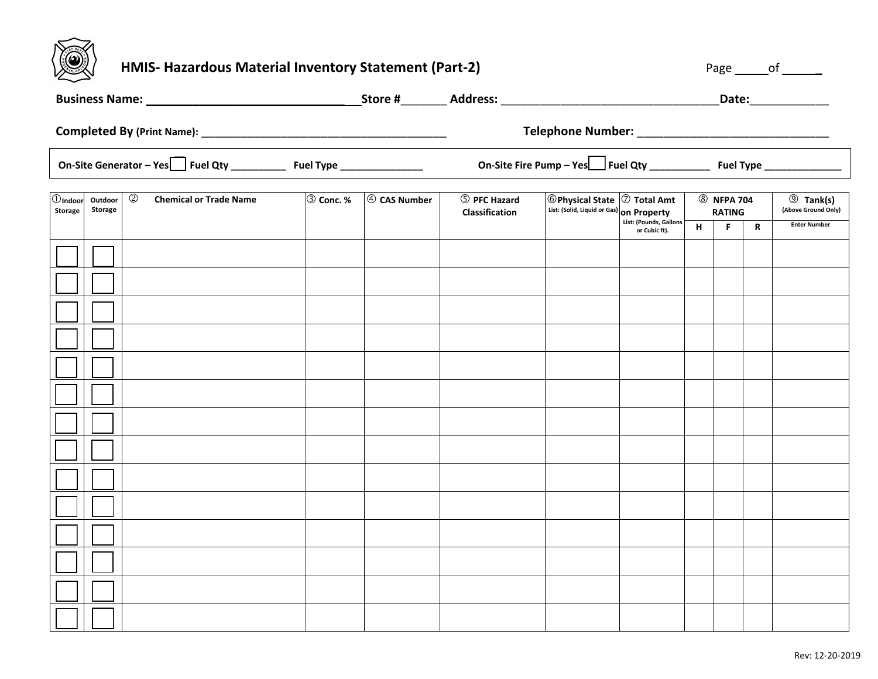# HMIS- Hazardous Material Inventory Statement (Part-2)

Page _____ of _____

**Business Name:** ________________________________ **Store #** _______ **Address:** __________________________________ **Date:** ____________

**Completed By** (Print Name): __________________________________________ **Telephone Number:** ______________________________

**On-Site Generator – Yes** ☐ **Fuel Qty** __________ **Fuel Type** _______________ **On-Site Fire Pump – Yes** ☐ **Fuel Qty** ___________ **Fuel Type** ______________

| ① Indoor Storage | Outdoor Storage | ② Chemical or Trade Name | ③ Conc. % | ④ CAS Number | ⑤ PFC Hazard Classification | ⑥ Physical State List: (Solid, Liquid or Gas) | ⑦ Total Amt on Property List: (Pounds, Gallons or Cubic ft). | ⑧ NFPA 704 RATING | | | ⑨ Tank(s) (Above Ground Only) |
|---|---|---|---|---|---|---|---|---|---|---|---|
| | | | | | | | | H | F | R | Enter Number |
| ☐ | ☐ | | | | | | | | | | |
| ☐ | ☐ | | | | | | | | | | |
| ☐ | ☐ | | | | | | | | | | |
| ☐ | ☐ | | | | | | | | | | |
| ☐ | ☐ | | | | | | | | | | |
| ☐ | ☐ | | | | | | | | | | |
| ☐ | ☐ | | | | | | | | | | |
| ☐ | ☐ | | | | | | | | | | |
| ☐ | ☐ | | | | | | | | | | |
| ☐ | ☐ | | | | | | | | | | |
| ☐ | ☐ | | | | | | | | | | |
| ☐ | ☐ | | | | | | | | | | |
| ☐ | ☐ | | | | | | | | | | |
| ☐ | ☐ | | | | | | | | | | |

Rev: 12-20-2019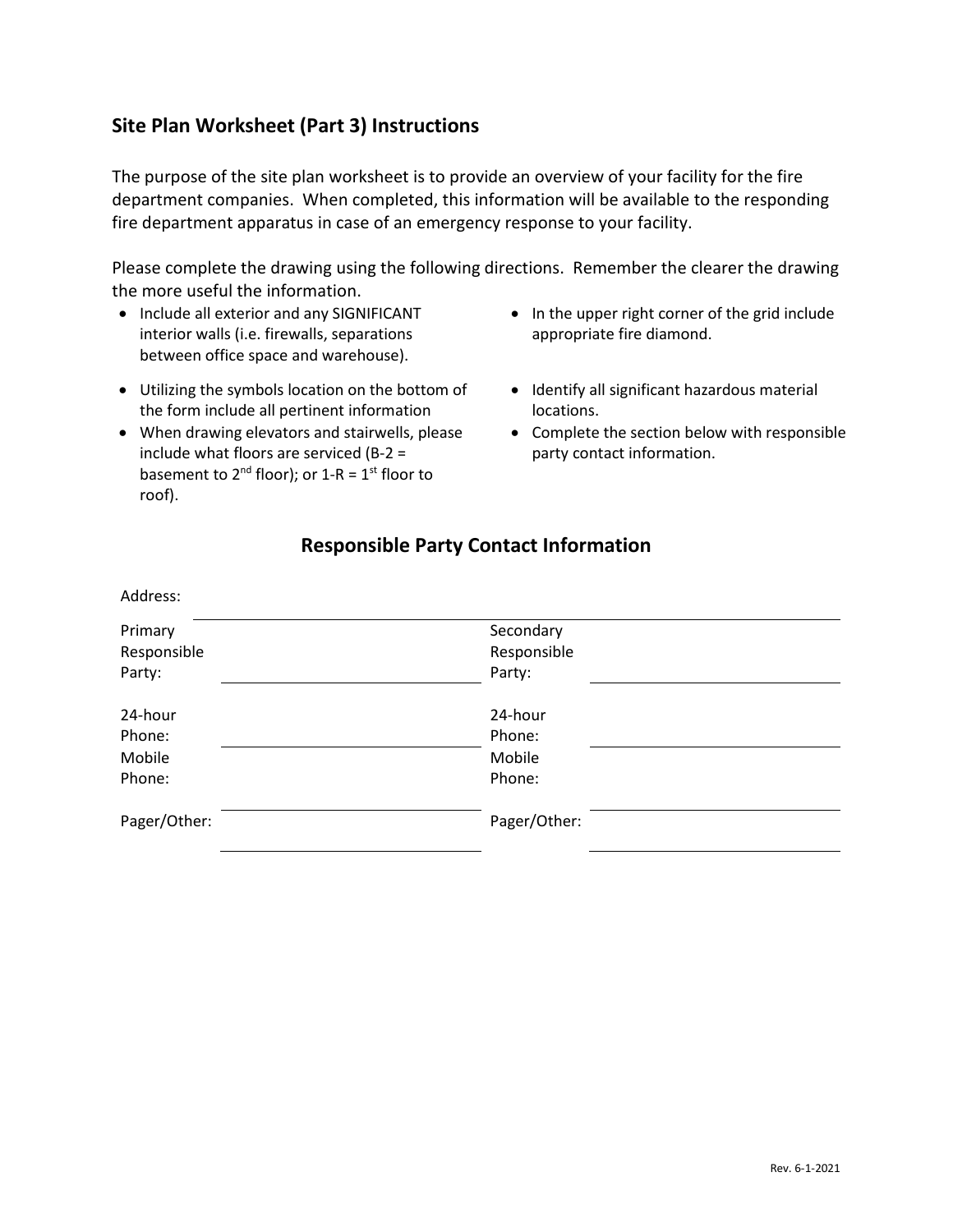## Site Plan Worksheet (Part 3) Instructions

The purpose of the site plan worksheet is to provide an overview of your facility for the fire department companies. When completed, this information will be available to the responding fire department apparatus in case of an emergency response to your facility.

Please complete the drawing using the following directions. Remember the clearer the drawing the more useful the information.

- Include all exterior and any SIGNIFICANT interior walls (i.e. firewalls, separations between office space and warehouse).
- Utilizing the symbols location on the bottom of the form include all pertinent information
- When drawing elevators and stairwells, please include what floors are serviced (B-2 = basement to 2nd floor); or 1-R = 1st floor to roof).
- In the upper right corner of the grid include appropriate fire diamond.
- Identify all significant hazardous material locations.
- Complete the section below with responsible party contact information.

## Responsible Party Contact Information

Address: ____________________________________________

| | | | |
|---|---|---|---|
| Primary Responsible Party: | | Secondary Responsible Party: | |
| 24-hour Phone: | | 24-hour Phone: | |
| Mobile Phone: | | Mobile Phone: | |
| Pager/Other: | | Pager/Other: | |

Rev. 6-1-2021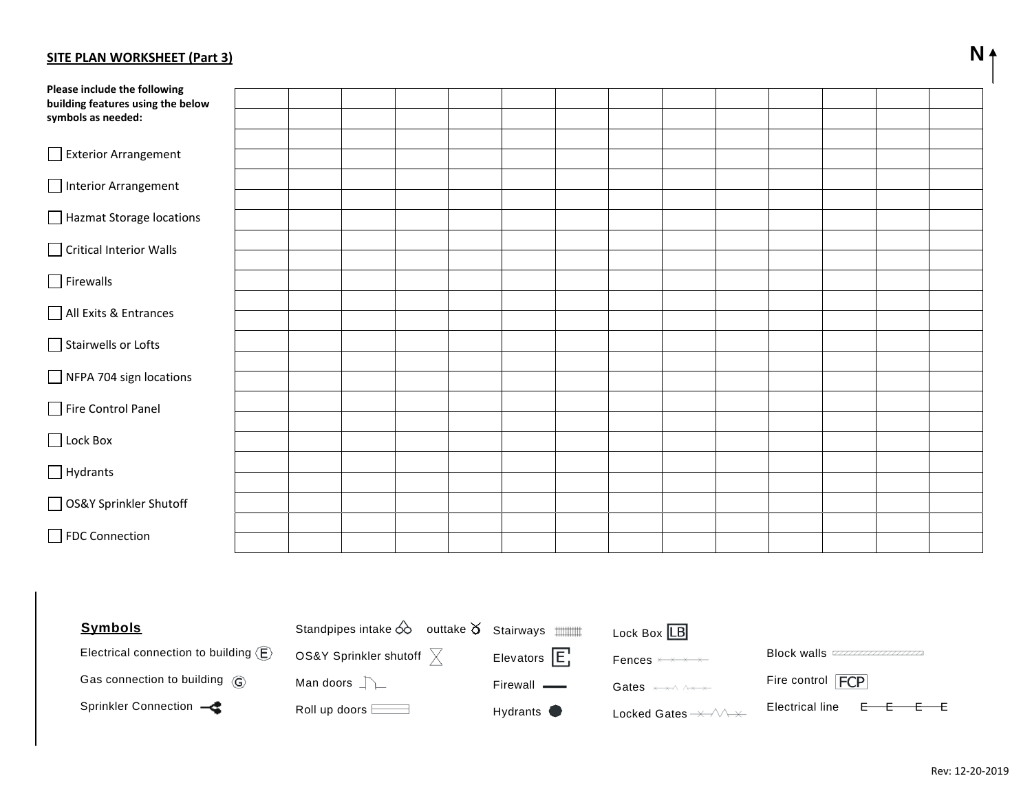**SITE PLAN WORKSHEET (Part 3)**

N ↑

**Please include the following building features using the below symbols as needed:**

- ☐ Exterior Arrangement
- ☐ Interior Arrangement
- ☐ Hazmat Storage locations
- ☐ Critical Interior Walls
- ☐ Firewalls
- ☐ All Exits & Entrances
- ☐ Stairwells or Lofts
- ☐ NFPA 704 sign locations
- ☐ Fire Control Panel
- ☐ Lock Box
- ☐ Hydrants
- ☐ OS&Y Sprinkler Shutoff
- ☐ FDC Connection

**Symbols**

- Electrical connection to building (E)
- Gas connection to building (G)
- Sprinkler Connection
- Standpipes intake
- outtake
- OS&Y Sprinkler shutoff
- Man doors
- Roll up doors
- Stairways
- Elevators E
- Firewall
- Hydrants
- Lock Box LB
- Fences
- Gates
- Locked Gates
- Block walls
- Fire control FCP
- Electrical line E—E—E—E

Rev: 12-20-2019